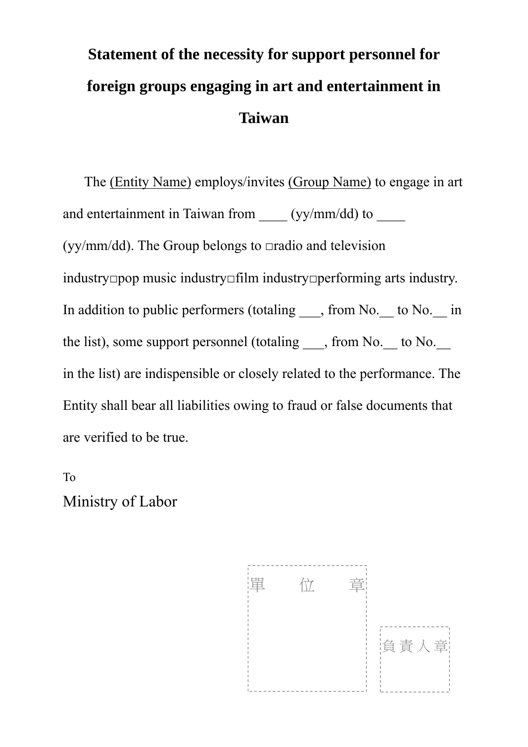# Statement of the necessity for support personnel for foreign groups engaging in art and entertainment in Taiwan

The <u>(Entity Name)</u> employs/invites <u>(Group Name)</u> to engage in art and entertainment in Taiwan from ____ (yy/mm/dd) to ____ (yy/mm/dd). The Group belongs to □radio and television industry□pop music industry□film industry□performing arts industry. In addition to public performers (totaling ___, from No.__ to No.__ in the list), some support personnel (totaling ___, from No.__ to No.__ in the list) are indispensible or closely related to the performance. The Entity shall bear all liabilities owing to fraud or false documents that are verified to be true.

To

Ministry of Labor

單 位 章

負責人章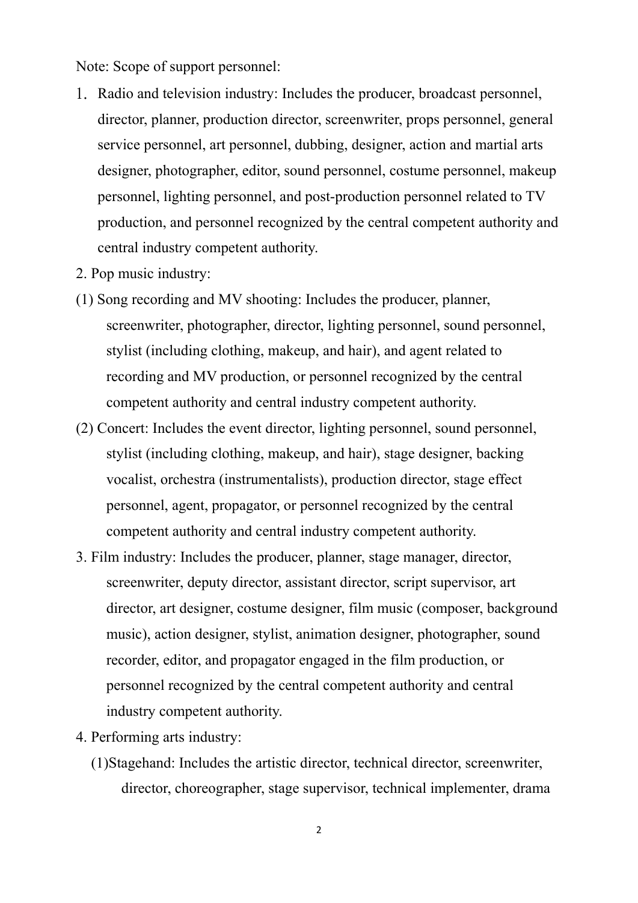Note: Scope of support personnel:

1. Radio and television industry: Includes the producer, broadcast personnel, director, planner, production director, screenwriter, props personnel, general service personnel, art personnel, dubbing, designer, action and martial arts designer, photographer, editor, sound personnel, costume personnel, makeup personnel, lighting personnel, and post-production personnel related to TV production, and personnel recognized by the central competent authority and central industry competent authority.
2. Pop music industry:
   (1) Song recording and MV shooting: Includes the producer, planner, screenwriter, photographer, director, lighting personnel, sound personnel, stylist (including clothing, makeup, and hair), and agent related to recording and MV production, or personnel recognized by the central competent authority and central industry competent authority.
   (2) Concert: Includes the event director, lighting personnel, sound personnel, stylist (including clothing, makeup, and hair), stage designer, backing vocalist, orchestra (instrumentalists), production director, stage effect personnel, agent, propagator, or personnel recognized by the central competent authority and central industry competent authority.
3. Film industry: Includes the producer, planner, stage manager, director, screenwriter, deputy director, assistant director, script supervisor, art director, art designer, costume designer, film music (composer, background music), action designer, stylist, animation designer, photographer, sound recorder, editor, and propagator engaged in the film production, or personnel recognized by the central competent authority and central industry competent authority.
4. Performing arts industry:
   (1)Stagehand: Includes the artistic director, technical director, screenwriter, director, choreographer, stage supervisor, technical implementer, drama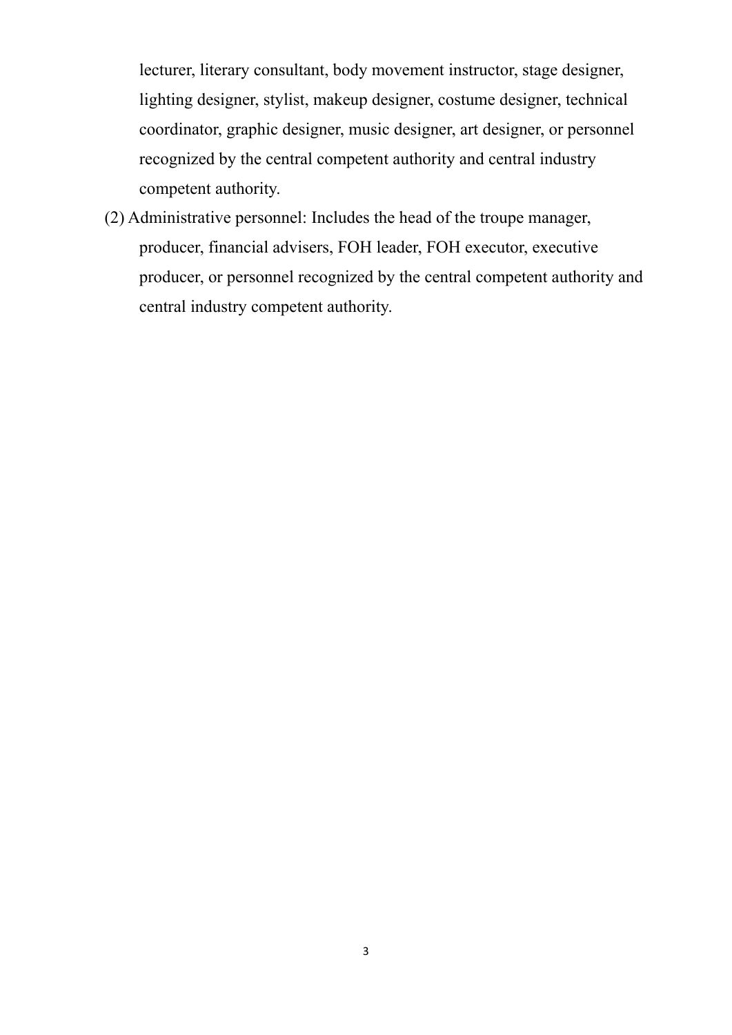lecturer, literary consultant, body movement instructor, stage designer, lighting designer, stylist, makeup designer, costume designer, technical coordinator, graphic designer, music designer, art designer, or personnel recognized by the central competent authority and central industry competent authority.

(2) Administrative personnel: Includes the head of the troupe manager, producer, financial advisers, FOH leader, FOH executor, executive producer, or personnel recognized by the central competent authority and central industry competent authority.